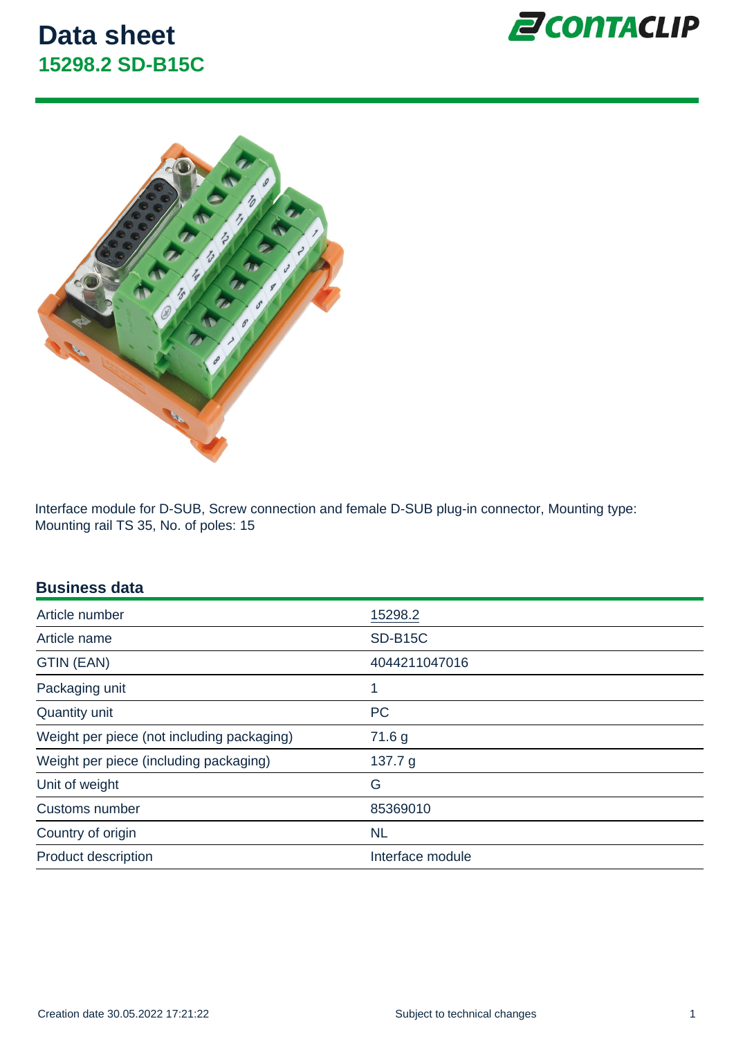# Data sheet

## 15298.2 SD-B15C

Interface module for D-SUB, Screw connection and female D-SUB plug-in connector, Mounting type: Mounting rail TS 35, No. of poles: 15

### Business data

| | |
|---|---|
| Article number | 15298.2 |
| Article name | SD-B15C |
| GTIN (EAN) | 4044211047016 |
| Packaging unit | 1 |
| Quantity unit | PC |
| Weight per piece (not including packaging) | 71.6 g |
| Weight per piece (including packaging) | 137.7 g |
| Unit of weight | G |
| Customs number | 85369010 |
| Country of origin | NL |
| Product description | Interface module |

Creation date 30.05.2022 17:21:22

Subject to technical changes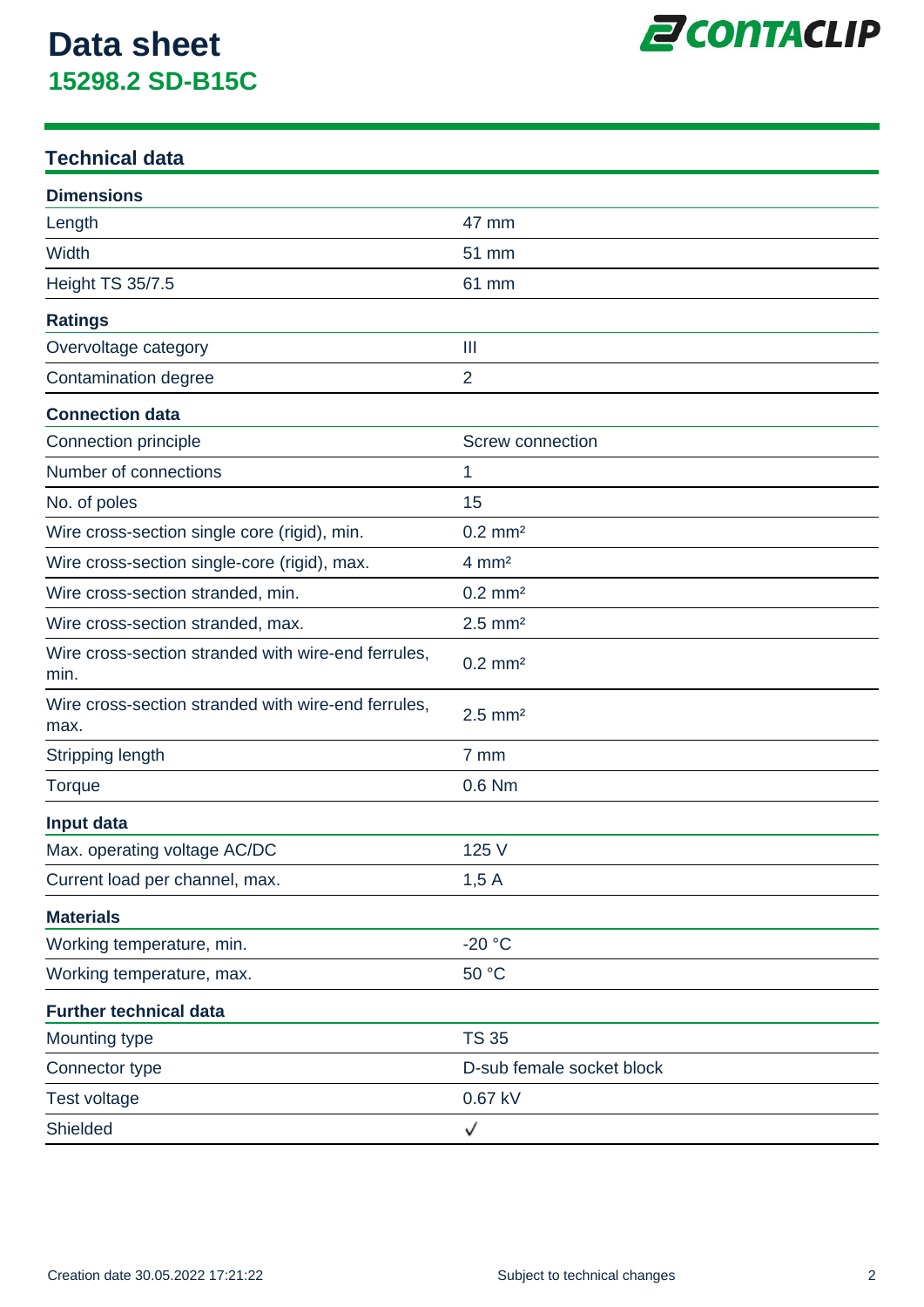# Data sheet
## 15298.2 SD-B15C

## Technical data

| Dimensions | |
|---|---|
| Length | 47 mm |
| Width | 51 mm |
| Height TS 35/7.5 | 61 mm |

| Ratings | |
|---|---|
| Overvoltage category | III |
| Contamination degree | 2 |

| Connection data | |
|---|---|
| Connection principle | Screw connection |
| Number of connections | 1 |
| No. of poles | 15 |
| Wire cross-section single core (rigid), min. | 0.2 mm² |
| Wire cross-section single-core (rigid), max. | 4 mm² |
| Wire cross-section stranded, min. | 0.2 mm² |
| Wire cross-section stranded, max. | 2.5 mm² |
| Wire cross-section stranded with wire-end ferrules, min. | 0.2 mm² |
| Wire cross-section stranded with wire-end ferrules, max. | 2.5 mm² |
| Stripping length | 7 mm |
| Torque | 0.6 Nm |

| Input data | |
|---|---|
| Max. operating voltage AC/DC | 125 V |
| Current load per channel, max. | 1,5 A |

| Materials | |
|---|---|
| Working temperature, min. | -20 °C |
| Working temperature, max. | 50 °C |

| Further technical data | |
|---|---|
| Mounting type | TS 35 |
| Connector type | D-sub female socket block |
| Test voltage | 0.67 kV |
| Shielded | ✓ |

Creation date 30.05.2022 17:21:22

Subject to technical changes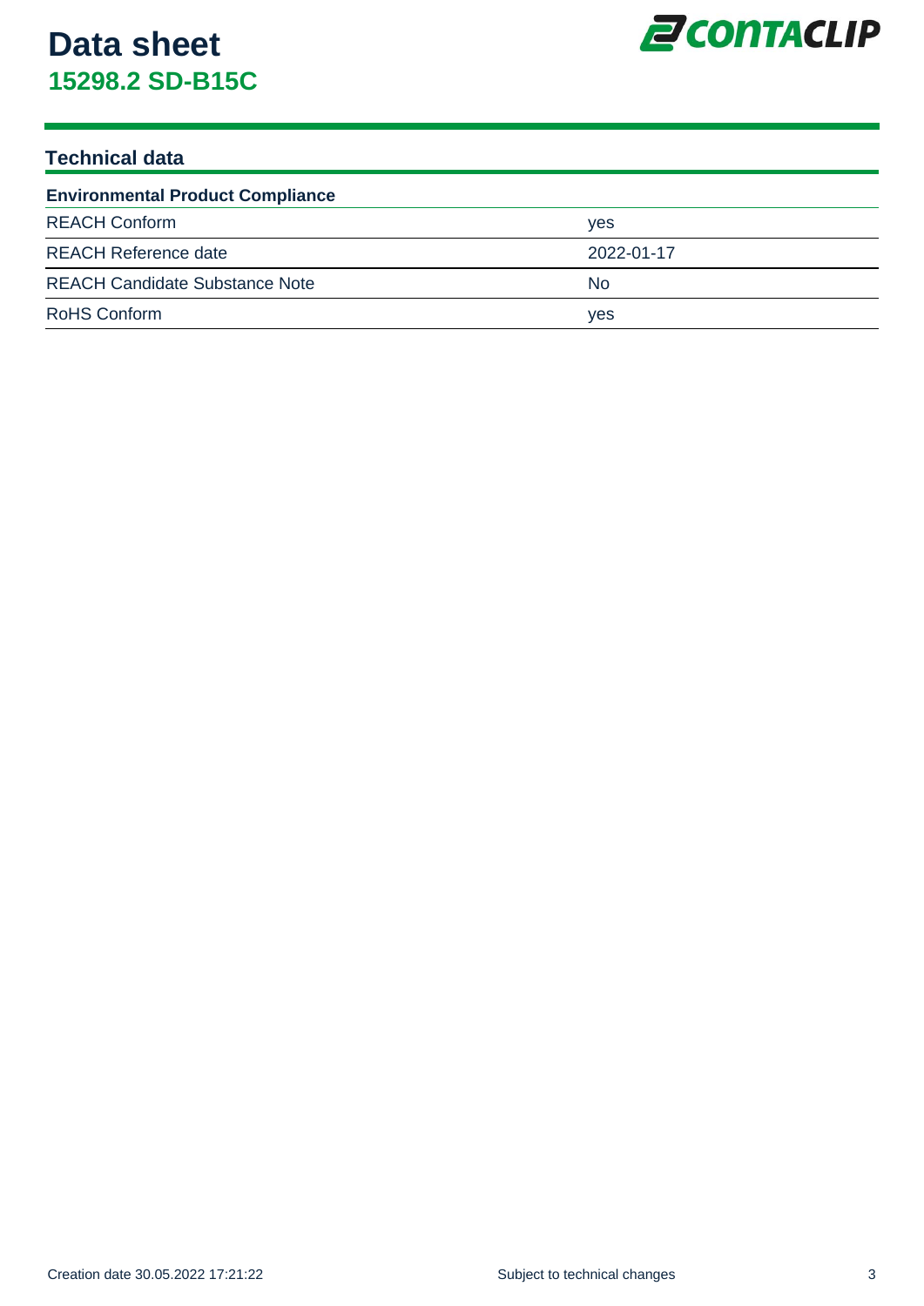# Data sheet
## 15298.2 SD-B15C

### Technical data

| Environmental Product Compliance | |
|---|---|
| REACH Conform | yes |
| REACH Reference date | 2022-01-17 |
| REACH Candidate Substance Note | No |
| RoHS Conform | yes |

Creation date 30.05.2022 17:21:22

Subject to technical changes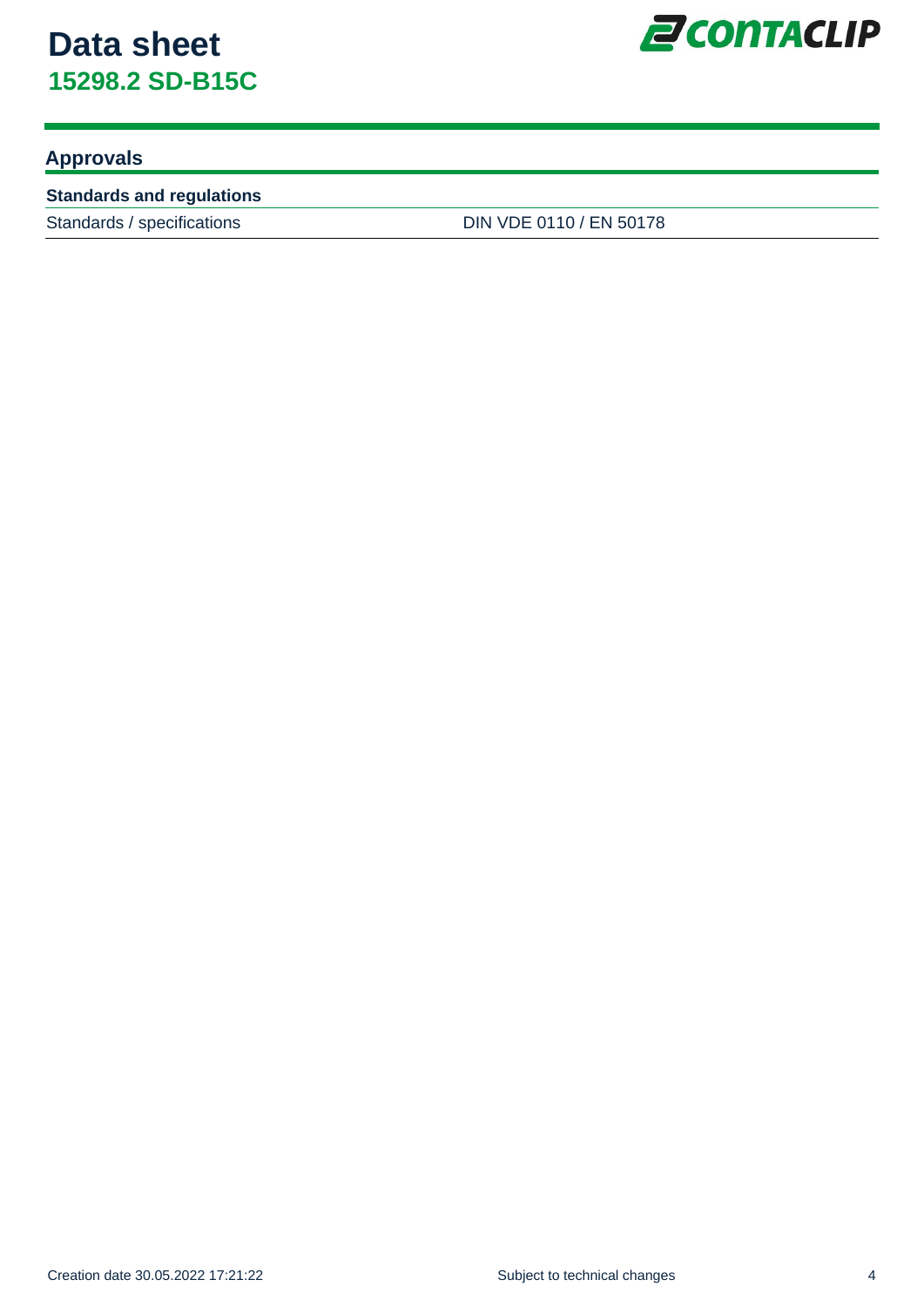## Approvals

| Standards and regulations | |
| --- | --- |
| Standards / specifications | DIN VDE 0110 / EN 50178 |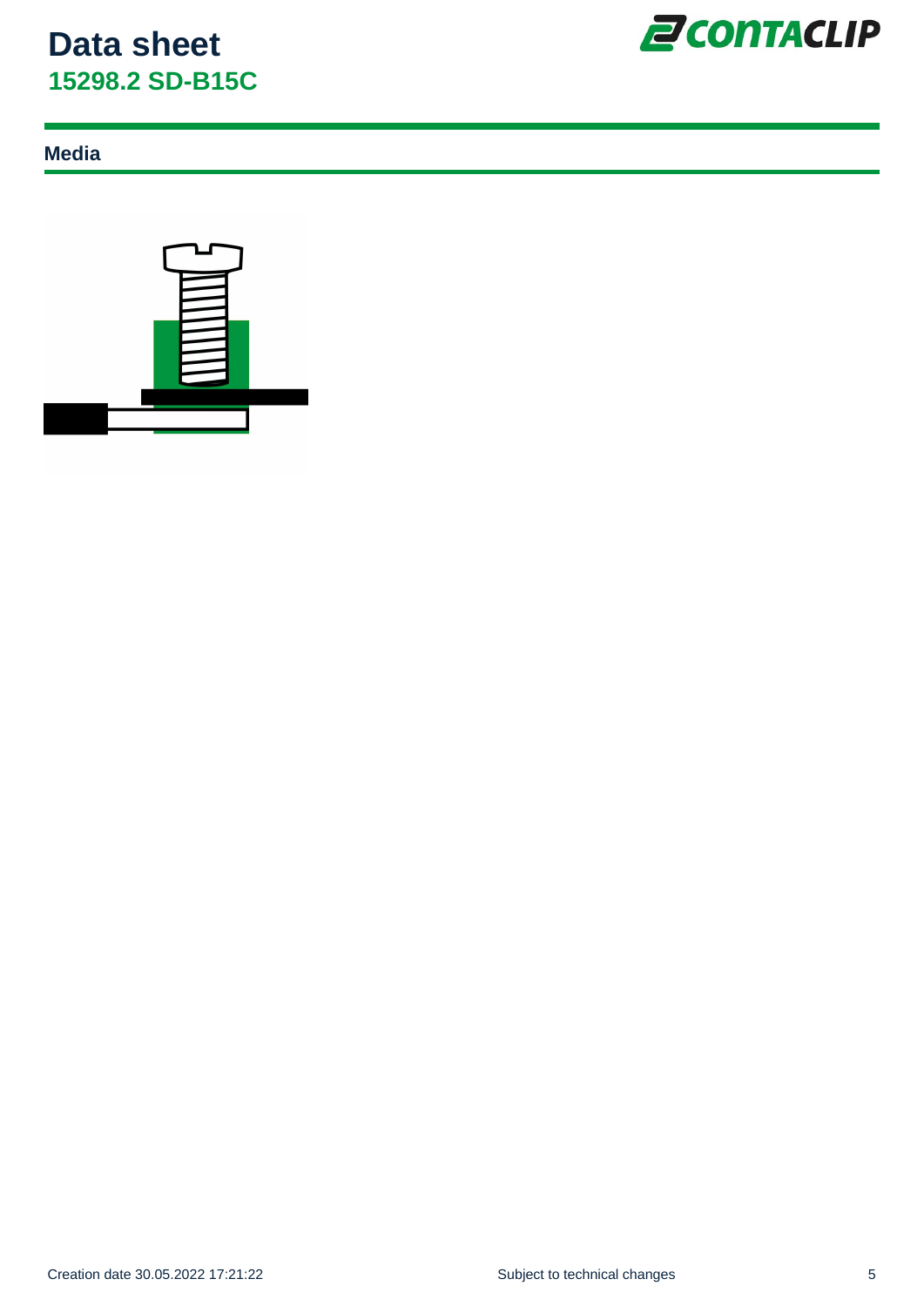# Data sheet

## 15298.2 SD-B15C

### Media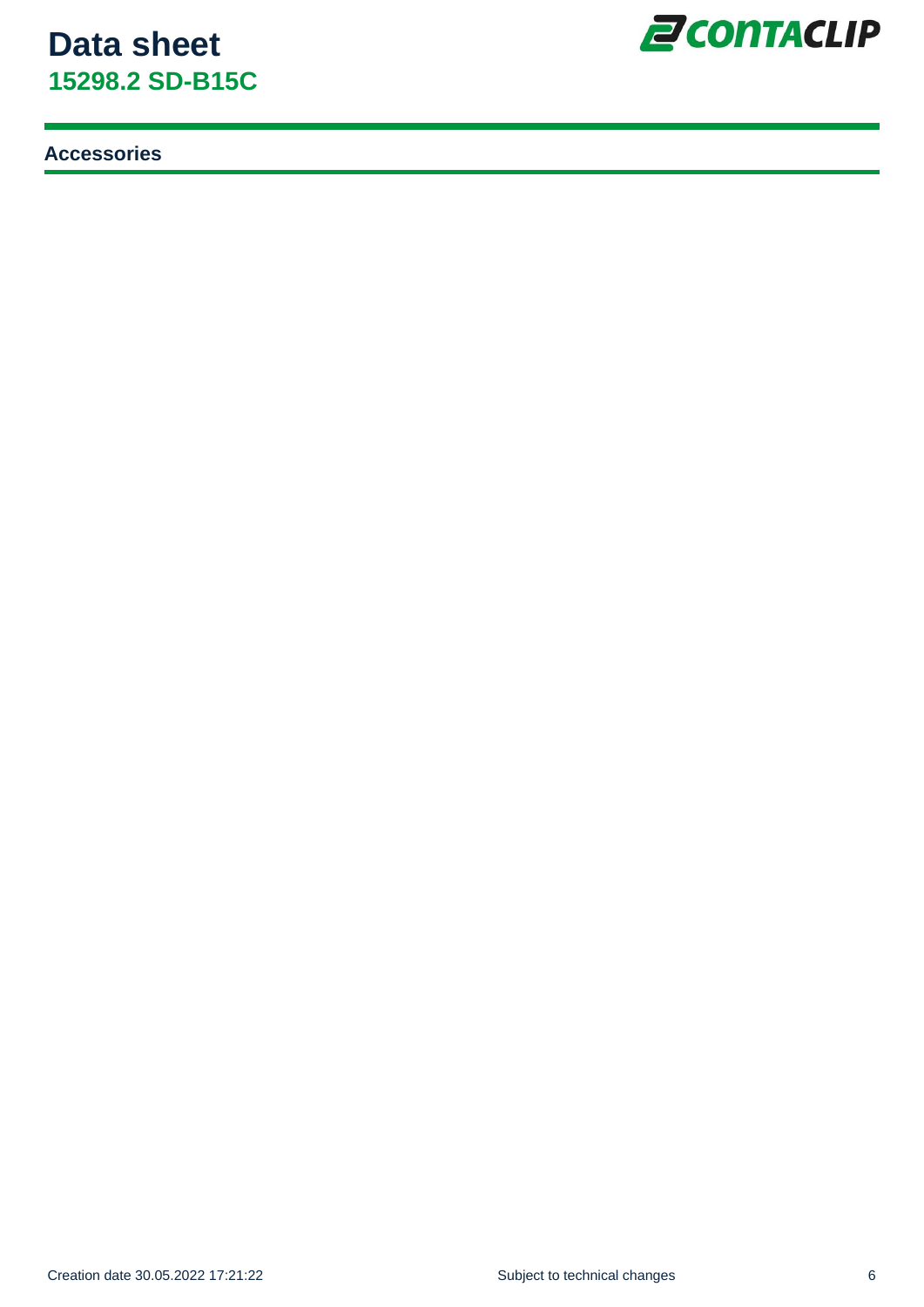## Accessories